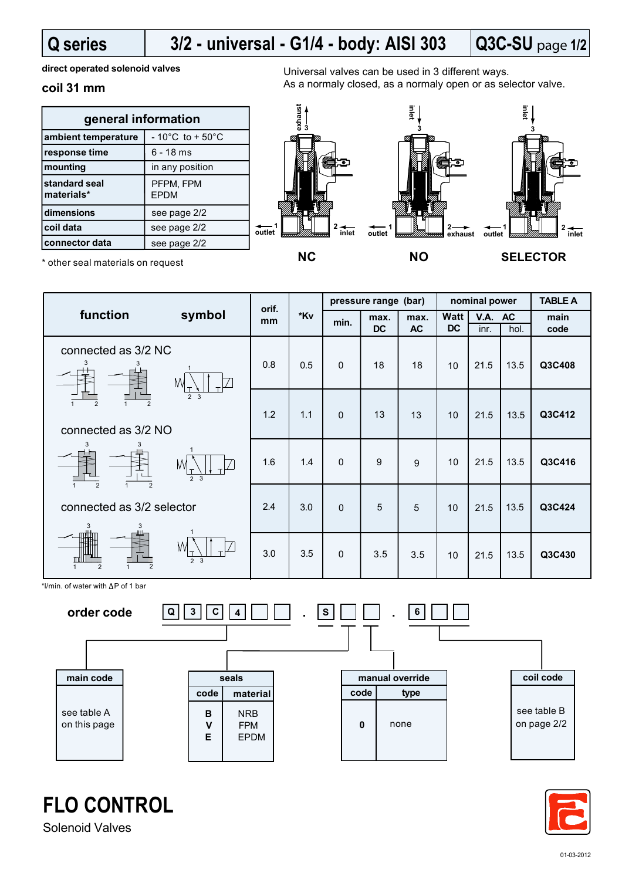# Q series | 3/2 - universal - G1/4 - body: AISI 303 | Q3C-SU page 1/2

**direct operated solenoid valves**

**coil 31 mm**

Universal valves can be used in 3 different ways.
As a normally closed, as a normally open or as selector valve.

| general information | |
|---|---|
| **ambient temperature** | - 10°C to + 50°C |
| **response time** | 6 - 18 ms |
| **mounting** | in any position |
| **standard seal materials*** | PFPM, FPM EPDM |
| **dimensions** | see page 2/2 |
| **coil data** | see page 2/2 |
| **connector data** | see page 2/2 |

\* other seal materials on request

NC: exhaust 3, outlet 1, inlet 2
NO: inlet 3, outlet 1, exhaust 2
SELECTOR: inlet 3, outlet 1, inlet 2

**NC** **NO** **SELECTOR**

| function / symbol | orif. mm | *Kv | pressure range (bar) min. | max. DC | max. AC | nominal power Watt DC | V.A. AC inr. | V.A. AC hol. | TABLE A main code |
|---|---|---|---|---|---|---|---|---|---|
| connected as 3/2 NC | 0.8 | 0.5 | 0 | 18 | 18 | 10 | 21.5 | 13.5 | **Q3C408** |
| | 1.2 | 1.1 | 0 | 13 | 13 | 10 | 21.5 | 13.5 | **Q3C412** |
| connected as 3/2 NO | 1.6 | 1.4 | 0 | 9 | 9 | 10 | 21.5 | 13.5 | **Q3C416** |
| connected as 3/2 selector | 2.4 | 3.0 | 0 | 5 | 5 | 10 | 21.5 | 13.5 | **Q3C424** |
| | 3.0 | 3.5 | 0 | 3.5 | 3.5 | 10 | 21.5 | 13.5 | **Q3C430** |

*l/min. of water with ΔP of 1 bar

**order code** Q 3 C 4 _ _ . S _ _ . 6 _ _

| main code |
|---|
| see table A on this page |

| seals code | material |
|---|---|
| B | NRB |
| V | FPM |
| E | EPDM |

| manual override code | type |
|---|---|
| 0 | none |

| coil code |
|---|
| see table B on page 2/2 |

**FLO CONTROL**
Solenoid Valves

01-03-2012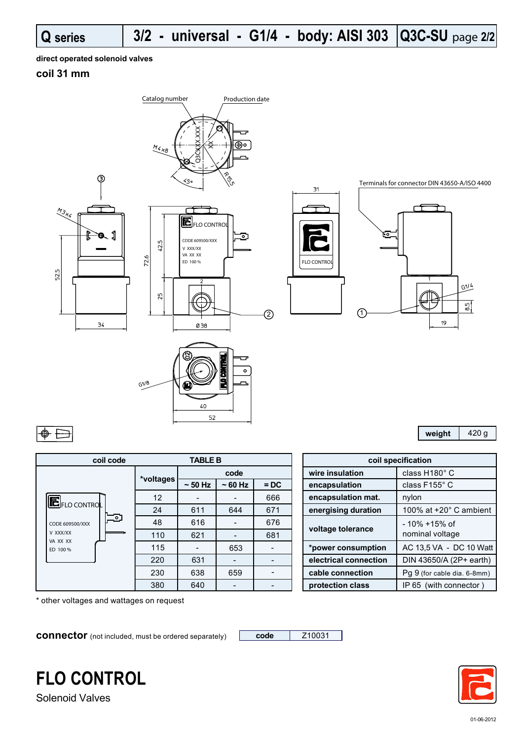# Q series | 3/2 - universal - G1/4 - body: AISI 303 | Q3C-SU

**direct operated solenoid valves**

## coil 31 mm

Catalog number

Production date

M4x8

Q3CXXX.XXX

XX

45°

R15,5

③

M3x4

52,5

34

FLO CONTROL

CODE 609500/XXX

V XXX/XX

VA XX XX

ED 100 %

72,6

42,5

25

2

Ø38

②

31

FLO CONTROL

Terminals for connector DIN 43650-A/ISO 4400

1

G1/4

①

8,5

19

G1/8

FLO CONTROL

40

52

| weight | 420 g |
|---|---|

| coil code | TABLE B | | | |
|---|---|---|---|---|
| | *voltages | code | | |
| | | ~ 50 Hz | ~ 60 Hz | = DC |
| FLO CONTROL CODE 609500/XXX V XXX/XX VA XX XX ED 100 % | 12 | - | - | 666 |
| | 24 | 611 | 644 | 671 |
| | 48 | 616 | - | 676 |
| | 110 | 621 | - | 681 |
| | 115 | - | 653 | - |
| | 220 | 631 | - | - |
| | 230 | 638 | 659 | - |
| | 380 | 640 | - | - |

| coil specification | |
|---|---|
| wire insulation | class H180° C |
| encapsulation | class F155° C |
| encapsulation mat. | nylon |
| energising duration | 100% at +20° C ambient |
| voltage tolerance | - 10% +15% of nominal voltage |
| *power consumption | AC 13,5 VA - DC 10 Watt |
| electrical connection | DIN 43650/A (2P+ earth) |
| cable connection | Pg 9 (for cable dia. 6-8mm) |
| protection class | IP 65 (with connector ) |

\* other voltages and wattages on request

**connector** (not included, must be ordered separately)

| code | Z10031 |
|---|---|

# FLO CONTROL

Solenoid Valves

01-06-2012